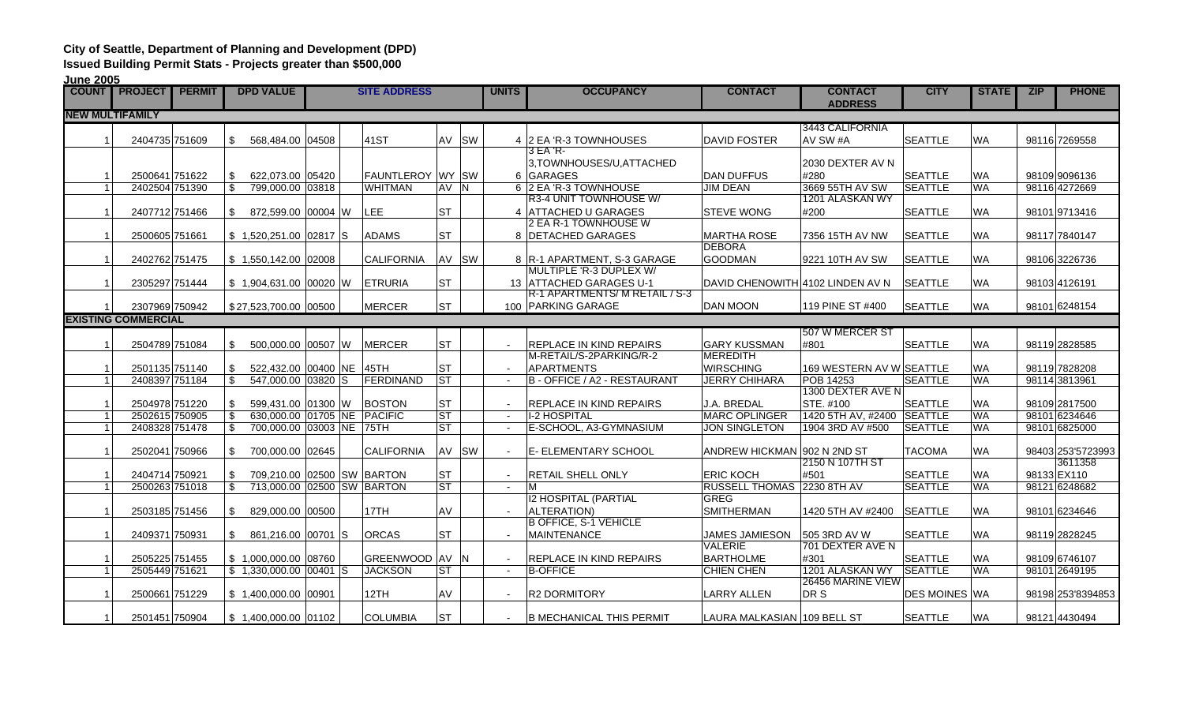**City of Seattle, Department of Planning and Development (DPD)**

**Issued Building Permit Stats - Projects greater than $500,000**

**June 2005**

| COUNT | PROJECT | PERMIT | DPD VALUE | SITE ADDRESS | | | | | UNITS | OCCUPANCY | CONTACT | CONTACT ADDRESS | CITY | STATE | ZIP | PHONE |
|---|---|---|---|---|---|---|---|---|---|---|---|---|---|---|---|---|
| **NEW MULTIFAMILY** | | | | | | | | | | | | | | | | |
| 1 | 2404735 | 751609 | $ 568,484.00 | 04508 | | 41ST | AV | SW | 4 | 2 EA 'R-3 TOWNHOUSES | DAVID FOSTER | 3443 CALIFORNIA AV SW #A | SEATTLE | WA | 98116 | 7269558 |
| 1 | 2500641 | 751622 | $ 622,073.00 | 05420 | | FAUNTLEROY | WY | SW | 6 | 3 EA 'R-3,TOWNHOUSES/U,ATTACHED GARAGES | DAN DUFFUS | 2030 DEXTER AV N #280 | SEATTLE | WA | 98109 | 9096136 |
| 1 | 2402504 | 751390 | $ 799,000.00 | 03818 | | WHITMAN | AV | N | 6 | 2 EA 'R-3 TOWNHOUSE | JIM DEAN | 3669 55TH AV SW | SEATTLE | WA | 98116 | 4272669 |
| 1 | 2407712 | 751466 | $ 872,599.00 | 00004 | W | LEE | ST | | 4 | R3-4 UNIT TOWNHOUSE W/ ATTACHED U GARAGES | STEVE WONG | 1201 ALASKAN WY #200 | SEATTLE | WA | 98101 | 9713416 |
| 1 | 2500605 | 751661 | $ 1,520,251.00 | 02817 | S | ADAMS | ST | | 8 | 2 EA R-1 TOWNHOUSE W DETACHED GARAGES | MARTHA ROSE | 7356 15TH AV NW | SEATTLE | WA | 98117 | 7840147 |
| 1 | 2402762 | 751475 | $ 1,550,142.00 | 02008 | | CALIFORNIA | AV | SW | 8 | R-1 APARTMENT, S-3 GARAGE | DEBORA GOODMAN | 9221 10TH AV SW | SEATTLE | WA | 98106 | 3226736 |
| 1 | 2305297 | 751444 | $ 1,904,631.00 | 00020 | W | ETRURIA | ST | | 13 | MULTIPLE 'R-3 DUPLEX W/ ATTACHED GARAGES U-1 | DAVID CHENOWITH | 4102 LINDEN AV N | SEATTLE | WA | 98103 | 4126191 |
| 1 | 2307969 | 750942 | $ 27,523,700.00 | 00500 | | MERCER | ST | | 100 | R-1 APARTMENTS/ M RETAIL / S-3 PARKING GARAGE | DAN MOON | 119 PINE ST #400 | SEATTLE | WA | 98101 | 6248154 |
| **EXISTING COMMERCIAL** | | | | | | | | | | | | | | | | |
| 1 | 2504789 | 751084 | $ 500,000.00 | 00507 | W | MERCER | ST | | - | REPLACE IN KIND REPAIRS | GARY KUSSMAN | 507 W MERCER ST #801 | SEATTLE | WA | 98119 | 2828585 |
| 1 | 2501135 | 751140 | $ 522,432.00 | 00400 | NE | 45TH | ST | | - | M-RETAIL/S-2PARKING/R-2 APARTMENTS | MEREDITH WIRSCHING | 169 WESTERN AV W | SEATTLE | WA | 98119 | 7828208 |
| 1 | 2408397 | 751184 | $ 547,000.00 | 03820 | S | FERDINAND | ST | | - | B - OFFICE / A2 - RESTAURANT | JERRY CHIHARA | POB 14253 | SEATTLE | WA | 98114 | 3813961 |
| 1 | 2504978 | 751220 | $ 599,431.00 | 01300 | W | BOSTON | ST | | - | REPLACE IN KIND REPAIRS | J.A. BREDAL | 1300 DEXTER AVE N STE. #100 | SEATTLE | WA | 98109 | 2817500 |
| 1 | 2502615 | 750905 | $ 630,000.00 | 01705 | NE | PACIFIC | ST | | - | I-2 HOSPITAL | MARC OPLINGER | 1420 5TH AV, #2400 | SEATTLE | WA | 98101 | 6234646 |
| 1 | 2408328 | 751478 | $ 700,000.00 | 03003 | NE | 75TH | ST | | - | E-SCHOOL, A3-GYMNASIUM | JON SINGLETON | 1904 3RD AV #500 | SEATTLE | WA | 98101 | 6825000 |
| 1 | 2502041 | 750966 | $ 700,000.00 | 02645 | | CALIFORNIA | AV | SW | - | E- ELEMENTARY SCHOOL | ANDREW HICKMAN | 902 N 2ND ST | TACOMA | WA | 98403 | 253'5723993 |
| 1 | 2404714 | 750921 | $ 709,210.00 | 02500 | SW | BARTON | ST | | - | RETAIL SHELL ONLY | ERIC KOCH | 2150 N 107TH ST #501 | SEATTLE | WA | 98133 | 3611358 EX110 |
| 1 | 2500263 | 751018 | $ 713,000.00 | 02500 | SW | BARTON | ST | | - | M | RUSSELL THOMAS | 2230 8TH AV | SEATTLE | WA | 98121 | 6248682 |
| 1 | 2503185 | 751456 | $ 829,000.00 | 00500 | | 17TH | AV | | - | I2 HOSPITAL (PARTIAL ALTERATION) | GREG SMITHERMAN | 1420 5TH AV #2400 | SEATTLE | WA | 98101 | 6234646 |
| 1 | 2409371 | 750931 | $ 861,216.00 | 00701 | S | ORCAS | ST | | - | B OFFICE, S-1 VEHICLE MAINTENANCE | JAMES JAMIESON | 505 3RD AV W | SEATTLE | WA | 98119 | 2828245 |
| 1 | 2505225 | 751455 | $ 1,000,000.00 | 08760 | | GREENWOOD | AV | N | - | REPLACE IN KIND REPAIRS | VALERIE BARTHOLME | 701 DEXTER AVE N #301 | SEATTLE | WA | 98109 | 6746107 |
| 1 | 2505449 | 751621 | $ 1,330,000.00 | 00401 | S | JACKSON | ST | | - | B-OFFICE | CHIEN CHEN | 1201 ALASKAN WY | SEATTLE | WA | 98101 | 2649195 |
| 1 | 2500661 | 751229 | $ 1,400,000.00 | 00901 | | 12TH | AV | | - | R2 DORMITORY | LARRY ALLEN | 26456 MARINE VIEW DR S | DES MOINES | WA | 98198 | 253'8394853 |
| 1 | 2501451 | 750904 | $ 1,400,000.00 | 01102 | | COLUMBIA | ST | | - | B MECHANICAL THIS PERMIT | LAURA MALKASIAN | 109 BELL ST | SEATTLE | WA | 98121 | 4430494 |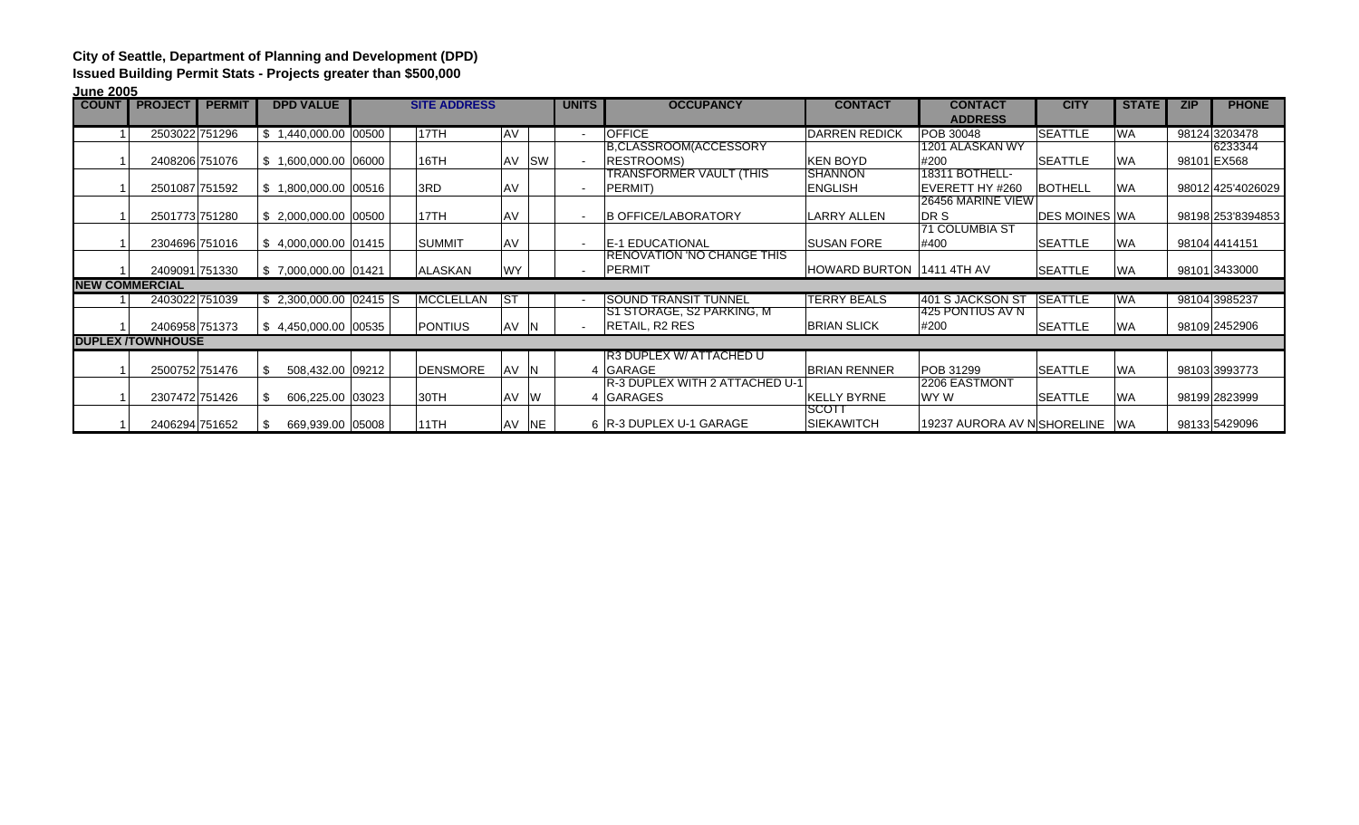**City of Seattle, Department of Planning and Development (DPD)**
**Issued Building Permit Stats - Projects greater than $500,000**
**June 2005**

| COUNT | PROJECT | PERMIT | DPD VALUE | SITE ADDRESS | | | | | UNITS | OCCUPANCY | CONTACT | CONTACT ADDRESS | CITY | STATE | ZIP | PHONE |
|---|---|---|---|---|---|---|---|---|---|---|---|---|---|---|---|---|
| 1 | 2503022 | 751296 | $ 1,440,000.00 | 00500 | | 17TH | AV | | - | OFFICE | DARREN REDICK | POB 30048 | SEATTLE | WA | 98124 | 3203478 |
| 1 | 2408206 | 751076 | $ 1,600,000.00 | 06000 | | 16TH | AV | SW | - | B,CLASSROOM(ACCESSORY RESTROOMS) | KEN BOYD | 1201 ALASKAN WY #200 | SEATTLE | WA | 98101 | 6233344 EX568 |
| 1 | 2501087 | 751592 | $ 1,800,000.00 | 00516 | | 3RD | AV | | - | TRANSFORMER VAULT (THIS PERMIT) | SHANNON ENGLISH | 18311 BOTHELL-EVERETT HY #260 | BOTHELL | WA | 98012 | 425'4026029 |
| 1 | 2501773 | 751280 | $ 2,000,000.00 | 00500 | | 17TH | AV | | - | B OFFICE/LABORATORY | LARRY ALLEN | 26456 MARINE VIEW DR S | DES MOINES | WA | 98198 | 253'8394853 |
| 1 | 2304696 | 751016 | $ 4,000,000.00 | 01415 | | SUMMIT | AV | | - | E-1 EDUCATIONAL | SUSAN FORE | 71 COLUMBIA ST #400 | SEATTLE | WA | 98104 | 4414151 |
| 1 | 2409091 | 751330 | $ 7,000,000.00 | 01421 | | ALASKAN | WY | | - | RENOVATION 'NO CHANGE THIS PERMIT | HOWARD BURTON | 1411 4TH AV | SEATTLE | WA | 98101 | 3433000 |
| **NEW COMMERCIAL** | | | | | | | | | | | | | | | | |
| 1 | 2403022 | 751039 | $ 2,300,000.00 | 02415 | S | MCCLELLAN | ST | | - | SOUND TRANSIT TUNNEL | TERRY BEALS | 401 S JACKSON ST | SEATTLE | WA | 98104 | 3985237 |
| 1 | 2406958 | 751373 | $ 4,450,000.00 | 00535 | | PONTIUS | AV | N | - | S1 STORAGE, S2 PARKING, M RETAIL, R2 RES | BRIAN SLICK | 425 PONTIUS AV N #200 | SEATTLE | WA | 98109 | 2452906 |
| **DUPLEX /TOWNHOUSE** | | | | | | | | | | | | | | | | |
| 1 | 2500752 | 751476 | $ 508,432.00 | 09212 | | DENSMORE | AV | N | 4 | R3 DUPLEX W/ ATTACHED U GARAGE | BRIAN RENNER | POB 31299 | SEATTLE | WA | 98103 | 3993773 |
| 1 | 2307472 | 751426 | $ 606,225.00 | 03023 | | 30TH | AV | W | 4 | R-3 DUPLEX WITH 2 ATTACHED U-1 GARAGES | KELLY BYRNE | 2206 EASTMONT WY W | SEATTLE | WA | 98199 | 2823999 |
| 1 | 2406294 | 751652 | $ 669,939.00 | 05008 | | 11TH | AV | NE | 6 | R-3 DUPLEX U-1 GARAGE | SCOTT SIEKAWITCH | 19237 AURORA AV N | SHORELINE | WA | 98133 | 5429096 |